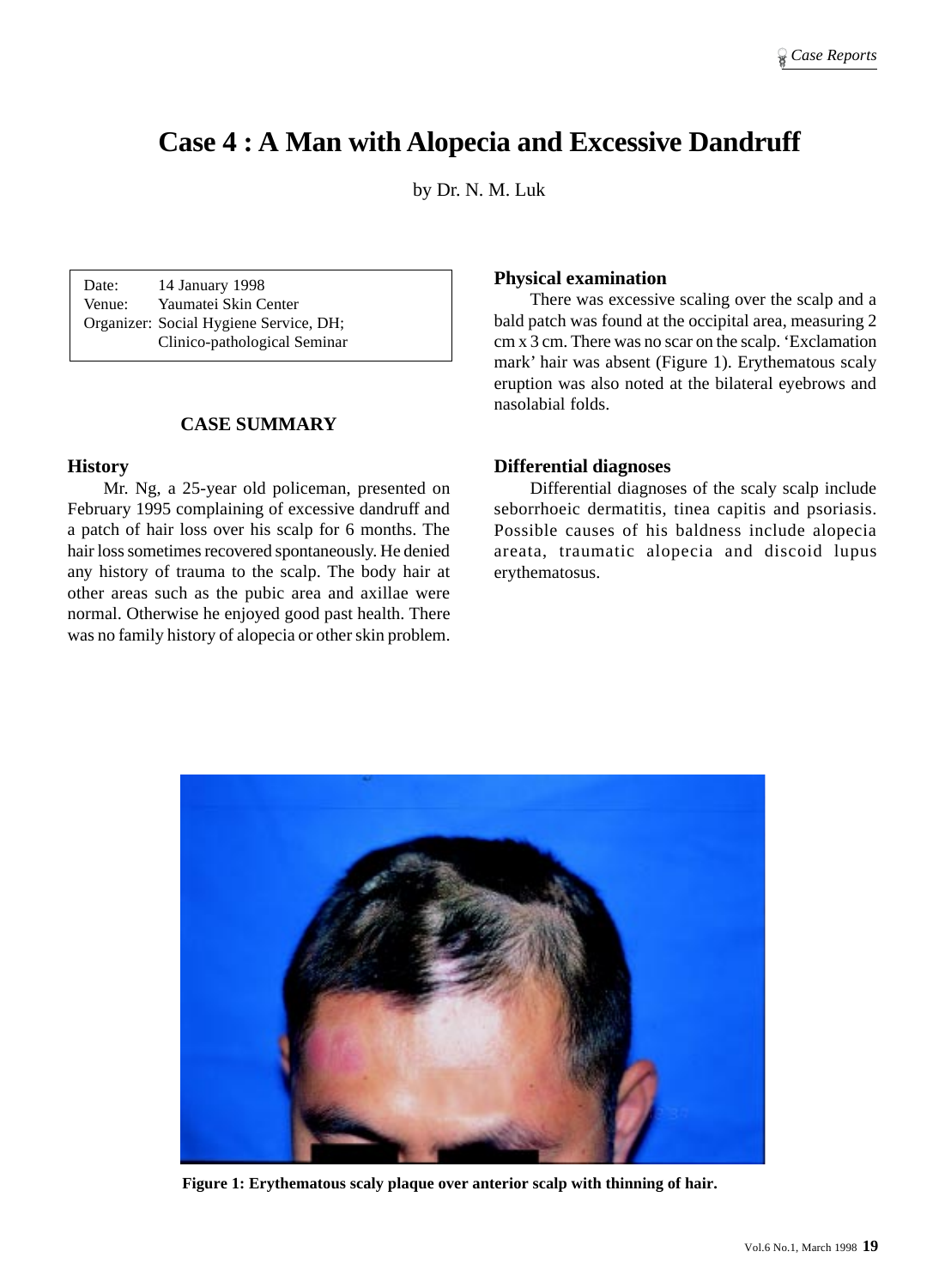# Case 4 : A Man with Alopecia and Excessive Dandruff

by Dr. N. M. Luk

Date: 14 January 1998
Venue: Yaumatei Skin Center
Organizer: Social Hygiene Service, DH; Clinico-pathological Seminar

## CASE SUMMARY

### History

Mr. Ng, a 25-year old policeman, presented on February 1995 complaining of excessive dandruff and a patch of hair loss over his scalp for 6 months. The hair loss sometimes recovered spontaneously. He denied any history of trauma to the scalp. The body hair at other areas such as the pubic area and axillae were normal. Otherwise he enjoyed good past health. There was no family history of alopecia or other skin problem.

### Physical examination

There was excessive scaling over the scalp and a bald patch was found at the occipital area, measuring 2 cm x 3 cm. There was no scar on the scalp. 'Exclamation mark' hair was absent (Figure 1). Erythematous scaly eruption was also noted at the bilateral eyebrows and nasolabial folds.

### Differential diagnoses

Differential diagnoses of the scaly scalp include seborrhoeic dermatitis, tinea capitis and psoriasis. Possible causes of his baldness include alopecia areata, traumatic alopecia and discoid lupus erythematosus.

**Figure 1: Erythematous scaly plaque over anterior scalp with thinning of hair.**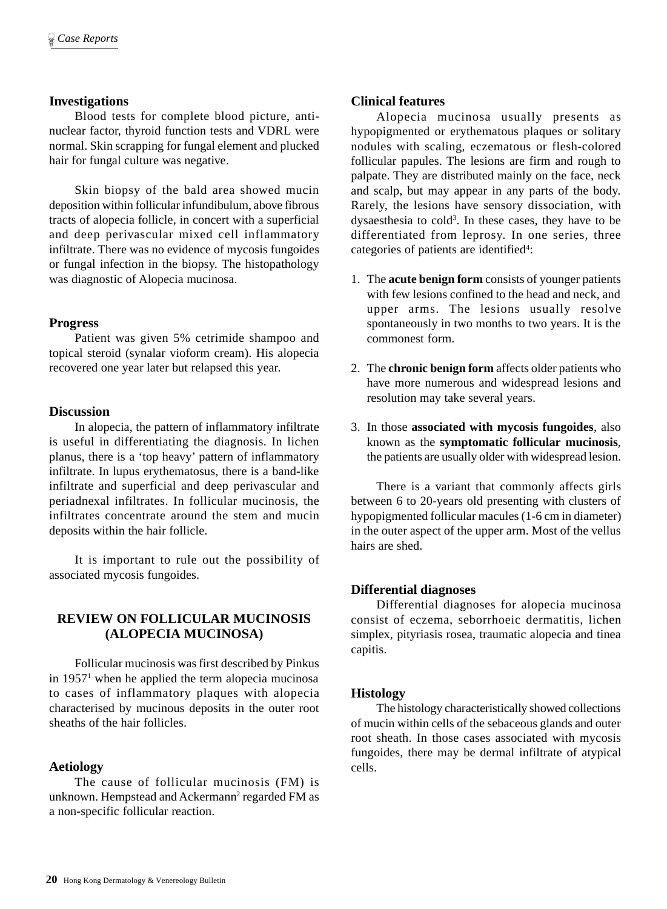### Investigations

Blood tests for complete blood picture, anti-nuclear factor, thyroid function tests and VDRL were normal. Skin scrapping for fungal element and plucked hair for fungal culture was negative.

Skin biopsy of the bald area showed mucin deposition within follicular infundibulum, above fibrous tracts of alopecia follicle, in concert with a superficial and deep perivascular mixed cell inflammatory infiltrate. There was no evidence of mycosis fungoides or fungal infection in the biopsy. The histopathology was diagnostic of Alopecia mucinosa.

### Progress

Patient was given 5% cetrimide shampoo and topical steroid (synalar vioform cream). His alopecia recovered one year later but relapsed this year.

### Discussion

In alopecia, the pattern of inflammatory infiltrate is useful in differentiating the diagnosis. In lichen planus, there is a 'top heavy' pattern of inflammatory infiltrate. In lupus erythematosus, there is a band-like infiltrate and superficial and deep perivascular and periadnexal infiltrates. In follicular mucinosis, the infiltrates concentrate around the stem and mucin deposits within the hair follicle.

It is important to rule out the possibility of associated mycosis fungoides.

## REVIEW ON FOLLICULAR MUCINOSIS (ALOPECIA MUCINOSA)

Follicular mucinosis was first described by Pinkus in 1957[1] when he applied the term alopecia mucinosa to cases of inflammatory plaques with alopecia characterised by mucinous deposits in the outer root sheaths of the hair follicles.

### Aetiology

The cause of follicular mucinosis (FM) is unknown. Hempstead and Ackermann[2] regarded FM as a non-specific follicular reaction.

### Clinical features

Alopecia mucinosa usually presents as hypopigmented or erythematous plaques or solitary nodules with scaling, eczematous or flesh-colored follicular papules. The lesions are firm and rough to palpate. They are distributed mainly on the face, neck and scalp, but may appear in any parts of the body. Rarely, the lesions have sensory dissociation, with dysaesthesia to cold[3]. In these cases, they have to be differentiated from leprosy. In one series, three categories of patients are identified[4]:

1. The **acute benign form** consists of younger patients with few lesions confined to the head and neck, and upper arms. The lesions usually resolve spontaneously in two months to two years. It is the commonest form.
2. The **chronic benign form** affects older patients who have more numerous and widespread lesions and resolution may take several years.
3. In those **associated with mycosis fungoides**, also known as the **symptomatic follicular mucinosis**, the patients are usually older with widespread lesion.

There is a variant that commonly affects girls between 6 to 20-years old presenting with clusters of hypopigmented follicular macules (1-6 cm in diameter) in the outer aspect of the upper arm. Most of the vellus hairs are shed.

### Differential diagnoses

Differential diagnoses for alopecia mucinosa consist of eczema, seborrhoeic dermatitis, lichen simplex, pityriasis rosea, traumatic alopecia and tinea capitis.

### Histology

The histology characteristically showed collections of mucin within cells of the sebaceous glands and outer root sheath. In those cases associated with mycosis fungoides, there may be dermal infiltrate of atypical cells.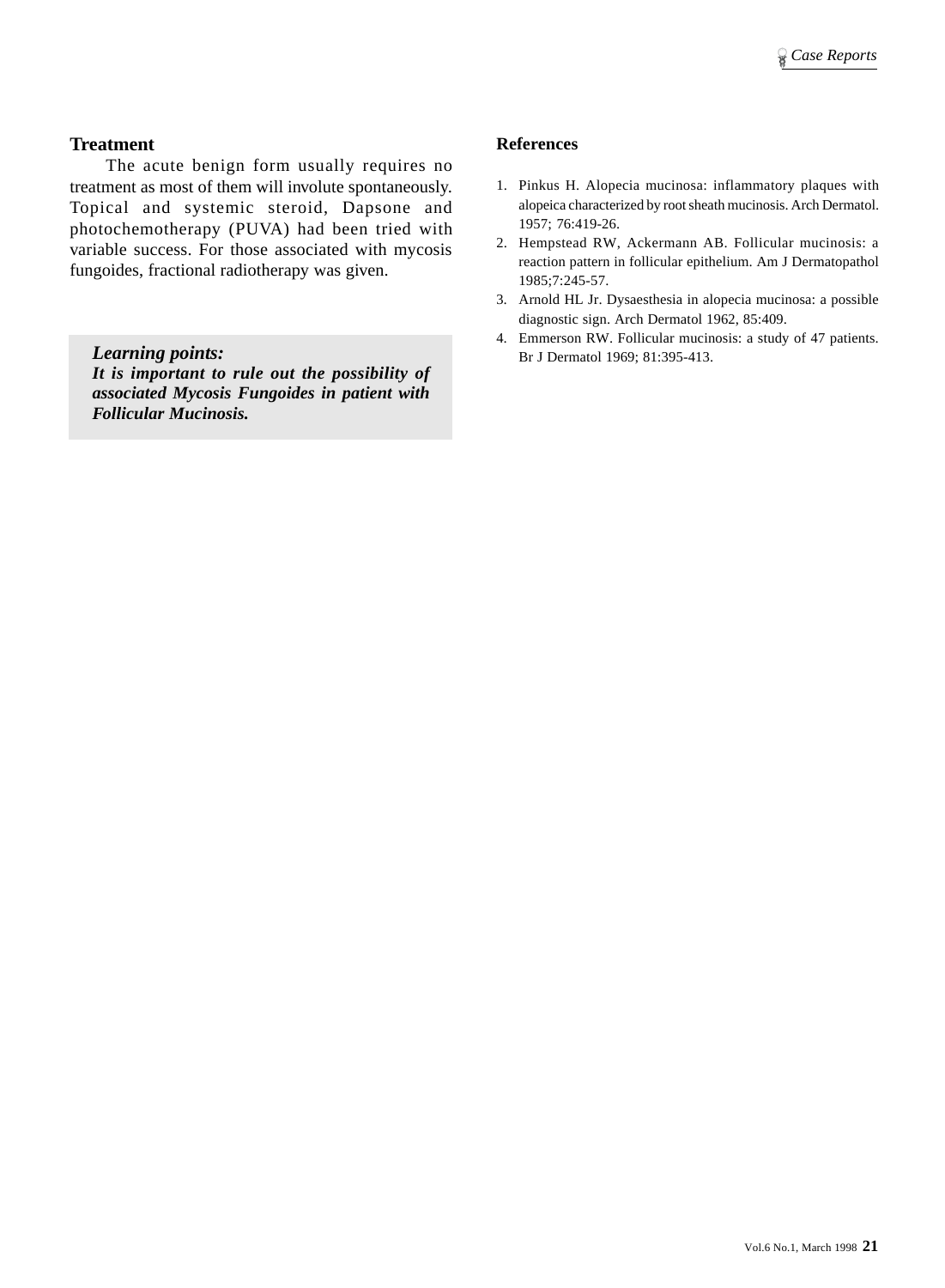## Treatment

The acute benign form usually requires no treatment as most of them will involute spontaneously. Topical and systemic steroid, Dapsone and photochemotherapy (PUVA) had been tried with variable success. For those associated with mycosis fungoides, fractional radiotherapy was given.

> ***Learning points:***
> ***It is important to rule out the possibility of associated Mycosis Fungoides in patient with Follicular Mucinosis.***

## References

1. Pinkus H. Alopecia mucinosa: inflammatory plaques with alopeica characterized by root sheath mucinosis. Arch Dermatol. 1957; 76:419-26.
2. Hempstead RW, Ackermann AB. Follicular mucinosis: a reaction pattern in follicular epithelium. Am J Dermatopathol 1985;7:245-57.
3. Arnold HL Jr. Dysaesthesia in alopecia mucinosa: a possible diagnostic sign. Arch Dermatol 1962, 85:409.
4. Emmerson RW. Follicular mucinosis: a study of 47 patients. Br J Dermatol 1969; 81:395-413.